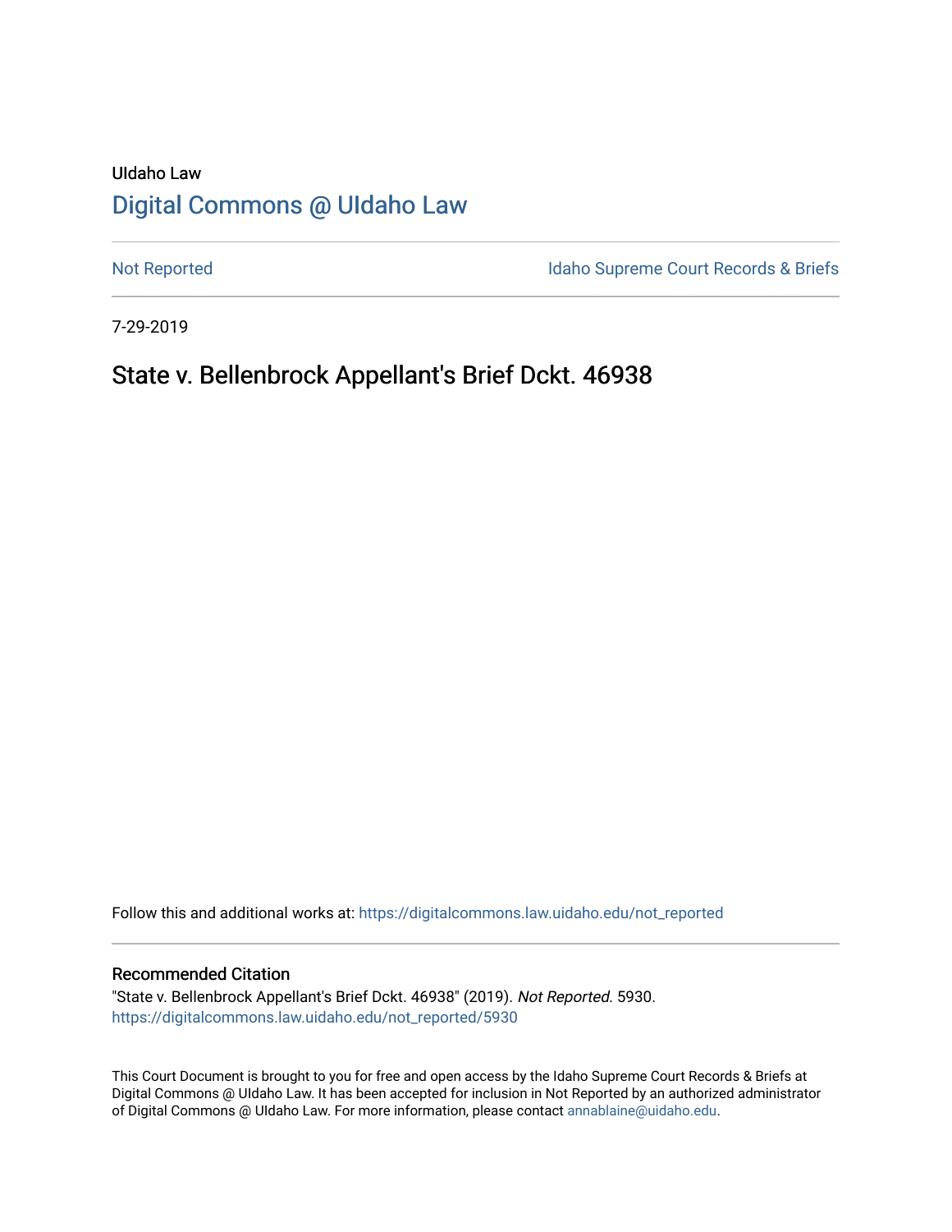UIdaho Law

# [Digital Commons @ UIdaho Law](https://digitalcommons.law.uidaho.edu/)

[Not Reported](https://digitalcommons.law.uidaho.edu/not_reported) | [Idaho Supreme Court Records & Briefs](https://digitalcommons.law.uidaho.edu/idaho_supreme_court_records_briefs)

7-29-2019

## State v. Bellenbrock Appellant's Brief Dckt. 46938

Follow this and additional works at: https://digitalcommons.law.uidaho.edu/not_reported

### Recommended Citation

"State v. Bellenbrock Appellant's Brief Dckt. 46938" (2019). *Not Reported*. 5930.
https://digitalcommons.law.uidaho.edu/not_reported/5930

This Court Document is brought to you for free and open access by the Idaho Supreme Court Records & Briefs at Digital Commons @ UIdaho Law. It has been accepted for inclusion in Not Reported by an authorized administrator of Digital Commons @ UIdaho Law. For more information, please contact annablaine@uidaho.edu.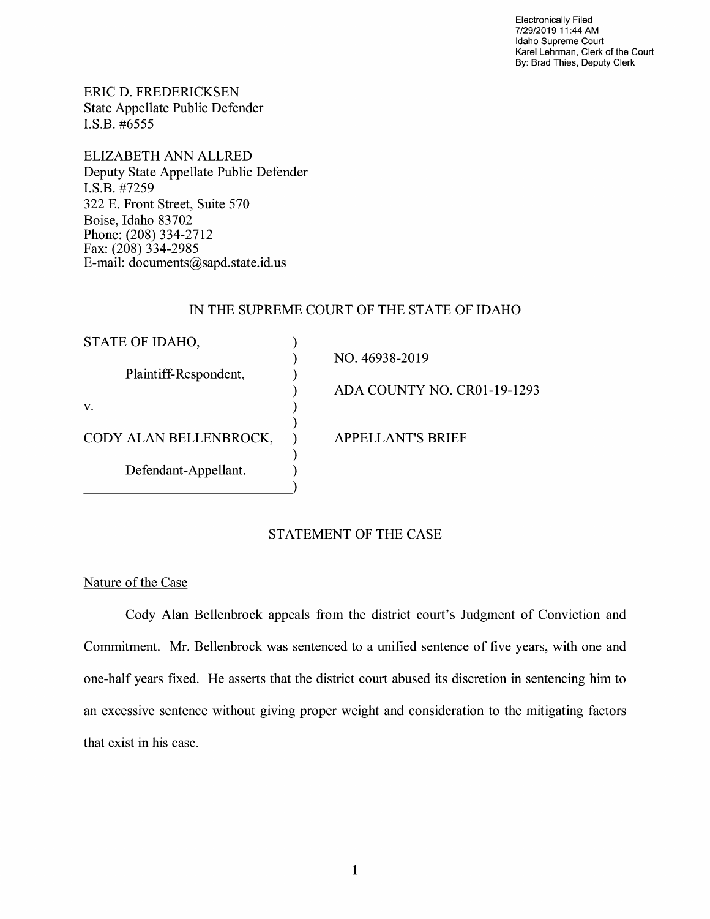Electronically Filed
7/29/2019 11:44 AM
Idaho Supreme Court
Karel Lehrman, Clerk of the Court
By: Brad Thies, Deputy Clerk

ERIC D. FREDERICKSEN
State Appellate Public Defender
I.S.B. #6555

ELIZABETH ANN ALLRED
Deputy State Appellate Public Defender
I.S.B. #7259
322 E. Front Street, Suite 570
Boise, Idaho 83702
Phone: (208) 334-2712
Fax: (208) 334-2985
E-mail: documents@sapd.state.id.us

IN THE SUPREME COURT OF THE STATE OF IDAHO

| | | |
|---|---|---|
| STATE OF IDAHO, | ) | |
| | ) | NO. 46938-2019 |
| Plaintiff-Respondent, | ) | |
| | ) | ADA COUNTY NO. CR01-19-1293 |
| v. | ) | |
| | ) | |
| CODY ALAN BELLENBROCK, | ) | APPELLANT'S BRIEF |
| | ) | |
| Defendant-Appellant. | ) | |

## STATEMENT OF THE CASE

### Nature of the Case

Cody Alan Bellenbrock appeals from the district court's Judgment of Conviction and Commitment. Mr. Bellenbrock was sentenced to a unified sentence of five years, with one and one-half years fixed. He asserts that the district court abused its discretion in sentencing him to an excessive sentence without giving proper weight and consideration to the mitigating factors that exist in his case.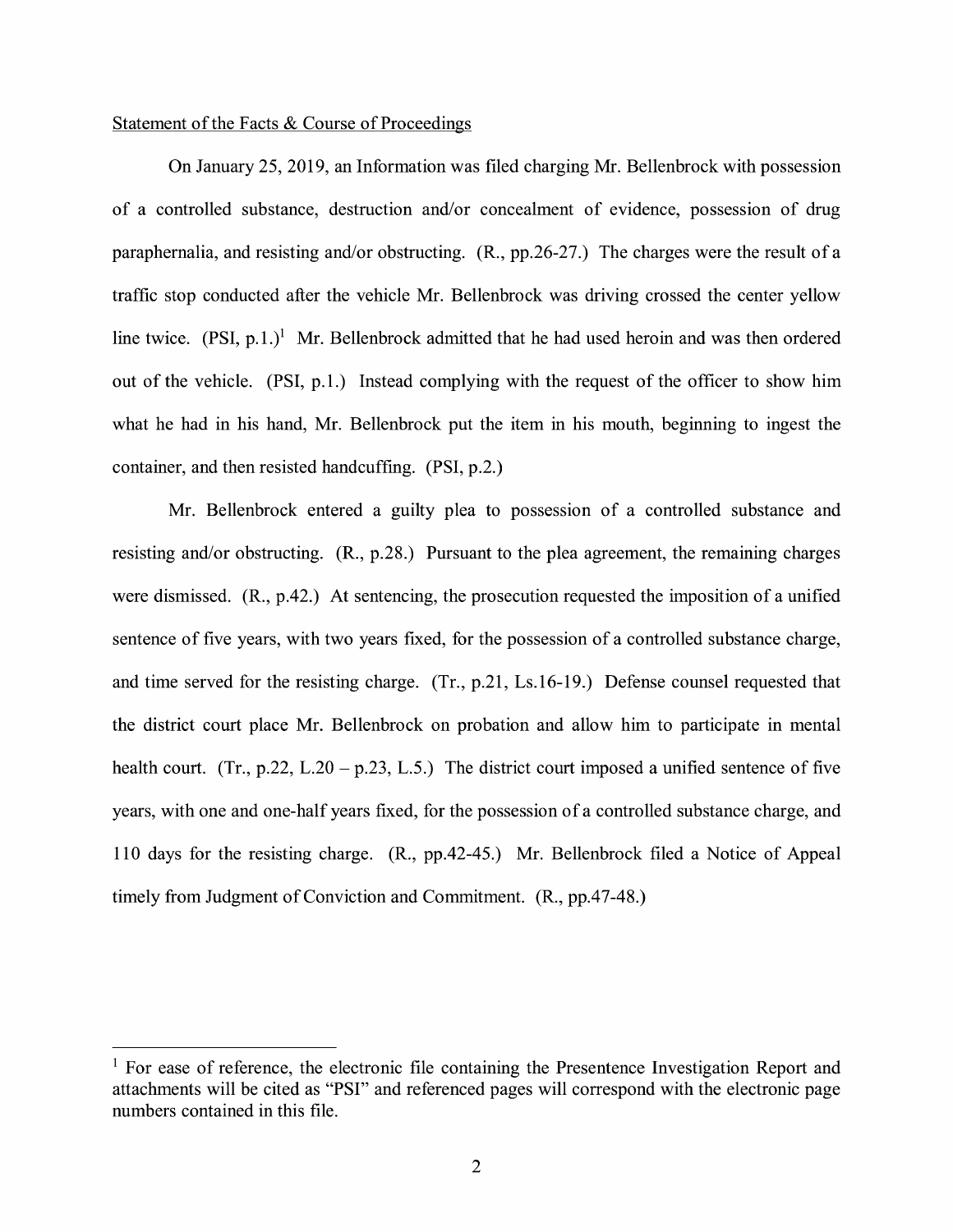Statement of the Facts & Course of Proceedings

On January 25, 2019, an Information was filed charging Mr. Bellenbrock with possession of a controlled substance, destruction and/or concealment of evidence, possession of drug paraphernalia, and resisting and/or obstructing. (R., pp.26-27.) The charges were the result of a traffic stop conducted after the vehicle Mr. Bellenbrock was driving crossed the center yellow line twice. (PSI, p.1.)[1] Mr. Bellenbrock admitted that he had used heroin and was then ordered out of the vehicle. (PSI, p.1.) Instead complying with the request of the officer to show him what he had in his hand, Mr. Bellenbrock put the item in his mouth, beginning to ingest the container, and then resisted handcuffing. (PSI, p.2.)

Mr. Bellenbrock entered a guilty plea to possession of a controlled substance and resisting and/or obstructing. (R., p.28.) Pursuant to the plea agreement, the remaining charges were dismissed. (R., p.42.) At sentencing, the prosecution requested the imposition of a unified sentence of five years, with two years fixed, for the possession of a controlled substance charge, and time served for the resisting charge. (Tr., p.21, Ls.16-19.) Defense counsel requested that the district court place Mr. Bellenbrock on probation and allow him to participate in mental health court. (Tr., p.22, L.20 – p.23, L.5.) The district court imposed a unified sentence of five years, with one and one-half years fixed, for the possession of a controlled substance charge, and 110 days for the resisting charge. (R., pp.42-45.) Mr. Bellenbrock filed a Notice of Appeal timely from Judgment of Conviction and Commitment. (R., pp.47-48.)

---

[1] For ease of reference, the electronic file containing the Presentence Investigation Report and attachments will be cited as "PSI" and referenced pages will correspond with the electronic page numbers contained in this file.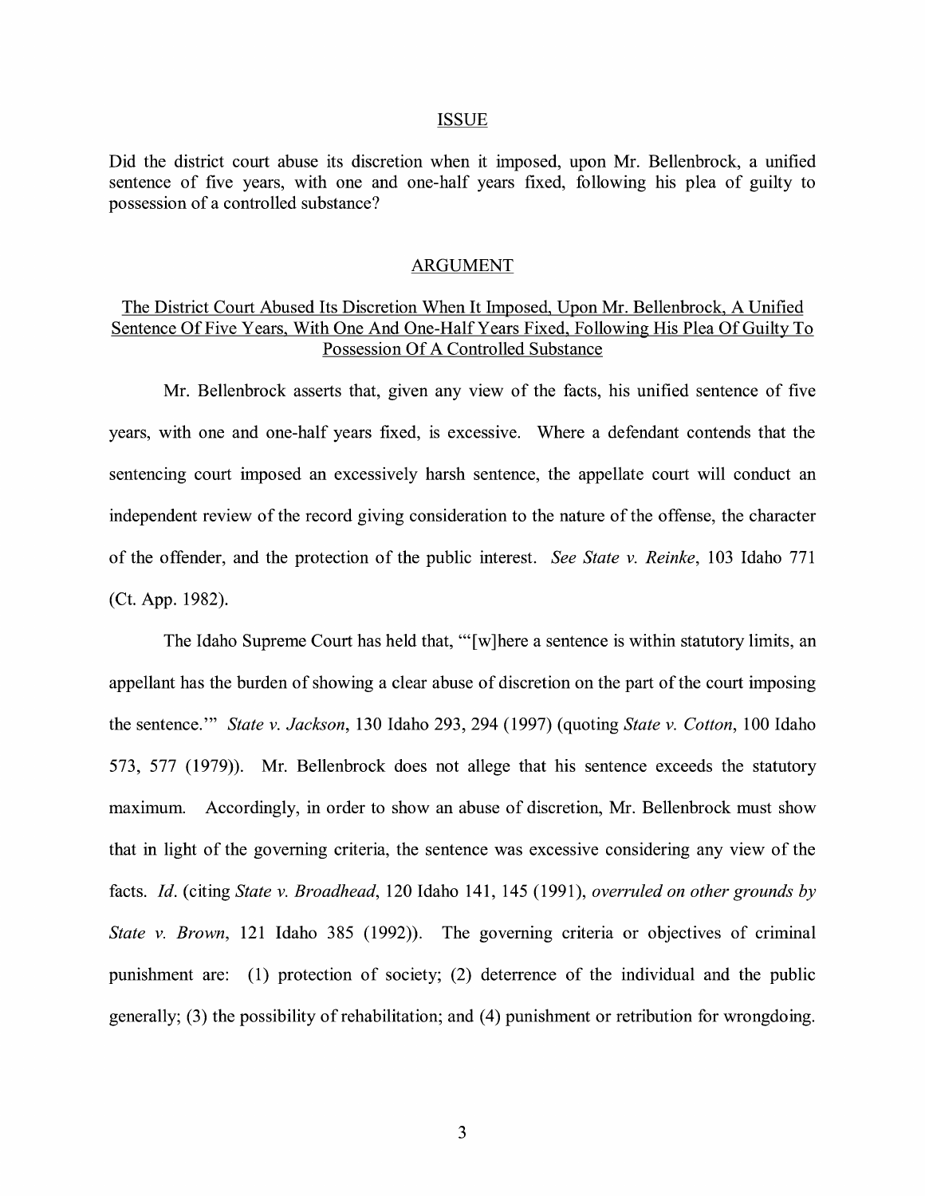## ISSUE

Did the district court abuse its discretion when it imposed, upon Mr. Bellenbrock, a unified sentence of five years, with one and one-half years fixed, following his plea of guilty to possession of a controlled substance?

## ARGUMENT

### The District Court Abused Its Discretion When It Imposed, Upon Mr. Bellenbrock, A Unified Sentence Of Five Years, With One And One-Half Years Fixed, Following His Plea Of Guilty To Possession Of A Controlled Substance

Mr. Bellenbrock asserts that, given any view of the facts, his unified sentence of five years, with one and one-half years fixed, is excessive. Where a defendant contends that the sentencing court imposed an excessively harsh sentence, the appellate court will conduct an independent review of the record giving consideration to the nature of the offense, the character of the offender, and the protection of the public interest. *See State v. Reinke*, 103 Idaho 771 (Ct. App. 1982).

The Idaho Supreme Court has held that, "'[w]here a sentence is within statutory limits, an appellant has the burden of showing a clear abuse of discretion on the part of the court imposing the sentence.'" *State v. Jackson*, 130 Idaho 293, 294 (1997) (quoting *State v. Cotton*, 100 Idaho 573, 577 (1979)). Mr. Bellenbrock does not allege that his sentence exceeds the statutory maximum. Accordingly, in order to show an abuse of discretion, Mr. Bellenbrock must show that in light of the governing criteria, the sentence was excessive considering any view of the facts. *Id*. (citing *State v. Broadhead*, 120 Idaho 141, 145 (1991), *overruled on other grounds by State v. Brown*, 121 Idaho 385 (1992)). The governing criteria or objectives of criminal punishment are: (1) protection of society; (2) deterrence of the individual and the public generally; (3) the possibility of rehabilitation; and (4) punishment or retribution for wrongdoing.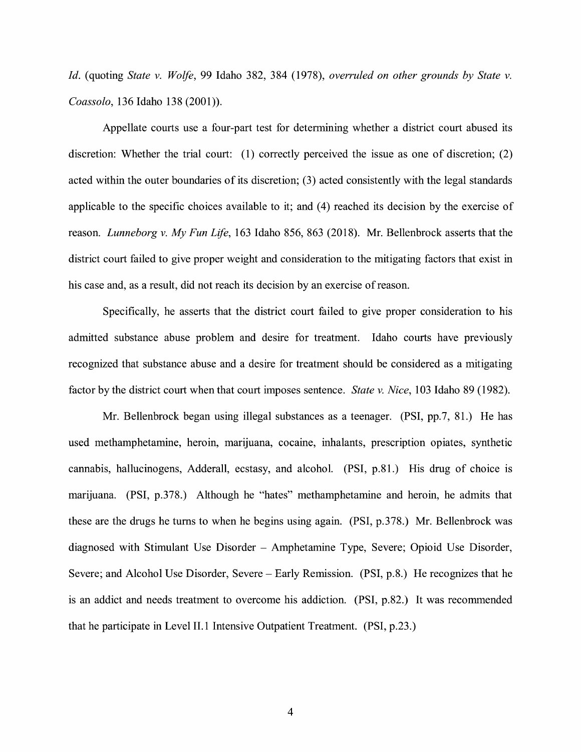*Id*. (quoting *State v. Wolfe*, 99 Idaho 382, 384 (1978), *overruled on other grounds by State v. Coassolo*, 136 Idaho 138 (2001)).

Appellate courts use a four-part test for determining whether a district court abused its discretion: Whether the trial court: (1) correctly perceived the issue as one of discretion; (2) acted within the outer boundaries of its discretion; (3) acted consistently with the legal standards applicable to the specific choices available to it; and (4) reached its decision by the exercise of reason. *Lunneborg v. My Fun Life*, 163 Idaho 856, 863 (2018). Mr. Bellenbrock asserts that the district court failed to give proper weight and consideration to the mitigating factors that exist in his case and, as a result, did not reach its decision by an exercise of reason.

Specifically, he asserts that the district court failed to give proper consideration to his admitted substance abuse problem and desire for treatment. Idaho courts have previously recognized that substance abuse and a desire for treatment should be considered as a mitigating factor by the district court when that court imposes sentence. *State v. Nice*, 103 Idaho 89 (1982).

Mr. Bellenbrock began using illegal substances as a teenager. (PSI, pp.7, 81.) He has used methamphetamine, heroin, marijuana, cocaine, inhalants, prescription opiates, synthetic cannabis, hallucinogens, Adderall, ecstasy, and alcohol. (PSI, p.81.) His drug of choice is marijuana. (PSI, p.378.) Although he "hates" methamphetamine and heroin, he admits that these are the drugs he turns to when he begins using again. (PSI, p.378.) Mr. Bellenbrock was diagnosed with Stimulant Use Disorder – Amphetamine Type, Severe; Opioid Use Disorder, Severe; and Alcohol Use Disorder, Severe – Early Remission. (PSI, p.8.) He recognizes that he is an addict and needs treatment to overcome his addiction. (PSI, p.82.) It was recommended that he participate in Level II.1 Intensive Outpatient Treatment. (PSI, p.23.)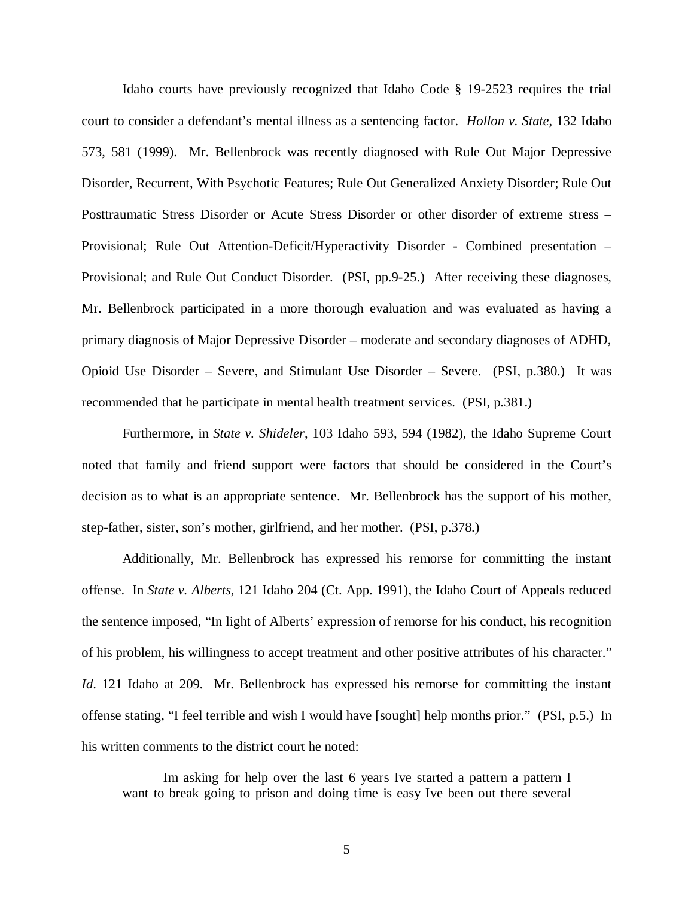Idaho courts have previously recognized that Idaho Code § 19-2523 requires the trial court to consider a defendant's mental illness as a sentencing factor. *Hollon v. State*, 132 Idaho 573, 581 (1999). Mr. Bellenbrock was recently diagnosed with Rule Out Major Depressive Disorder, Recurrent, With Psychotic Features; Rule Out Generalized Anxiety Disorder; Rule Out Posttraumatic Stress Disorder or Acute Stress Disorder or other disorder of extreme stress – Provisional; Rule Out Attention-Deficit/Hyperactivity Disorder - Combined presentation – Provisional; and Rule Out Conduct Disorder. (PSI, pp.9-25.) After receiving these diagnoses, Mr. Bellenbrock participated in a more thorough evaluation and was evaluated as having a primary diagnosis of Major Depressive Disorder – moderate and secondary diagnoses of ADHD, Opioid Use Disorder – Severe, and Stimulant Use Disorder – Severe. (PSI, p.380.) It was recommended that he participate in mental health treatment services. (PSI, p.381.)

Furthermore, in *State v. Shideler*, 103 Idaho 593, 594 (1982), the Idaho Supreme Court noted that family and friend support were factors that should be considered in the Court's decision as to what is an appropriate sentence. Mr. Bellenbrock has the support of his mother, step-father, sister, son's mother, girlfriend, and her mother. (PSI, p.378.)

Additionally, Mr. Bellenbrock has expressed his remorse for committing the instant offense. In *State v. Alberts*, 121 Idaho 204 (Ct. App. 1991), the Idaho Court of Appeals reduced the sentence imposed, "In light of Alberts' expression of remorse for his conduct, his recognition of his problem, his willingness to accept treatment and other positive attributes of his character." *Id*. 121 Idaho at 209. Mr. Bellenbrock has expressed his remorse for committing the instant offense stating, "I feel terrible and wish I would have [sought] help months prior." (PSI, p.5.) In his written comments to the district court he noted:

> Im asking for help over the last 6 years Ive started a pattern a pattern I want to break going to prison and doing time is easy Ive been out there several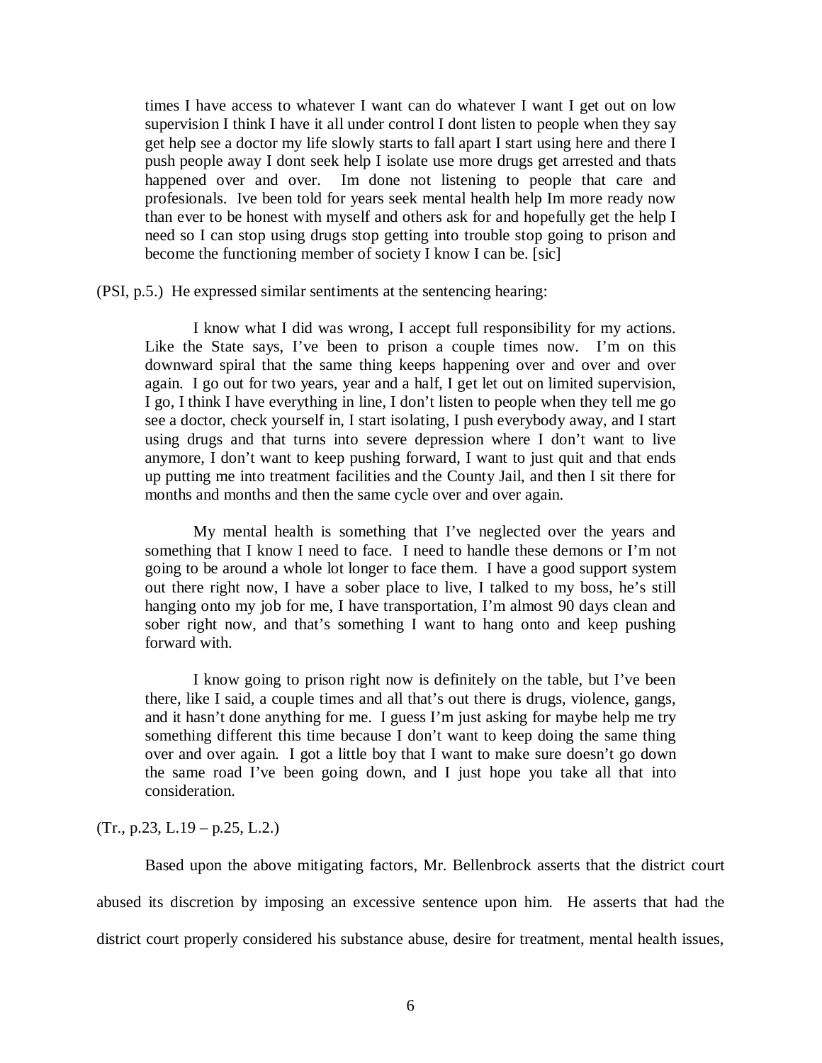> times I have access to whatever I want can do whatever I want I get out on low supervision I think I have it all under control I dont listen to people when they say get help see a doctor my life slowly starts to fall apart I start using here and there I push people away I dont seek help I isolate use more drugs get arrested and thats happened over and over. Im done not listening to people that care and profesionals. Ive been told for years seek mental health help Im more ready now than ever to be honest with myself and others ask for and hopefully get the help I need so I can stop using drugs stop getting into trouble stop going to prison and become the functioning member of society I know I can be. [sic]

(PSI, p.5.) He expressed similar sentiments at the sentencing hearing:

> I know what I did was wrong, I accept full responsibility for my actions. Like the State says, I've been to prison a couple times now. I'm on this downward spiral that the same thing keeps happening over and over and over again. I go out for two years, year and a half, I get let out on limited supervision, I go, I think I have everything in line, I don't listen to people when they tell me go see a doctor, check yourself in, I start isolating, I push everybody away, and I start using drugs and that turns into severe depression where I don't want to live anymore, I don't want to keep pushing forward, I want to just quit and that ends up putting me into treatment facilities and the County Jail, and then I sit there for months and months and then the same cycle over and over again.
>
> My mental health is something that I've neglected over the years and something that I know I need to face. I need to handle these demons or I'm not going to be around a whole lot longer to face them. I have a good support system out there right now, I have a sober place to live, I talked to my boss, he's still hanging onto my job for me, I have transportation, I'm almost 90 days clean and sober right now, and that's something I want to hang onto and keep pushing forward with.
>
> I know going to prison right now is definitely on the table, but I've been there, like I said, a couple times and all that's out there is drugs, violence, gangs, and it hasn't done anything for me. I guess I'm just asking for maybe help me try something different this time because I don't want to keep doing the same thing over and over again. I got a little boy that I want to make sure doesn't go down the same road I've been going down, and I just hope you take all that into consideration.

(Tr., p.23, L.19 – p.25, L.2.)

Based upon the above mitigating factors, Mr. Bellenbrock asserts that the district court abused its discretion by imposing an excessive sentence upon him. He asserts that had the district court properly considered his substance abuse, desire for treatment, mental health issues,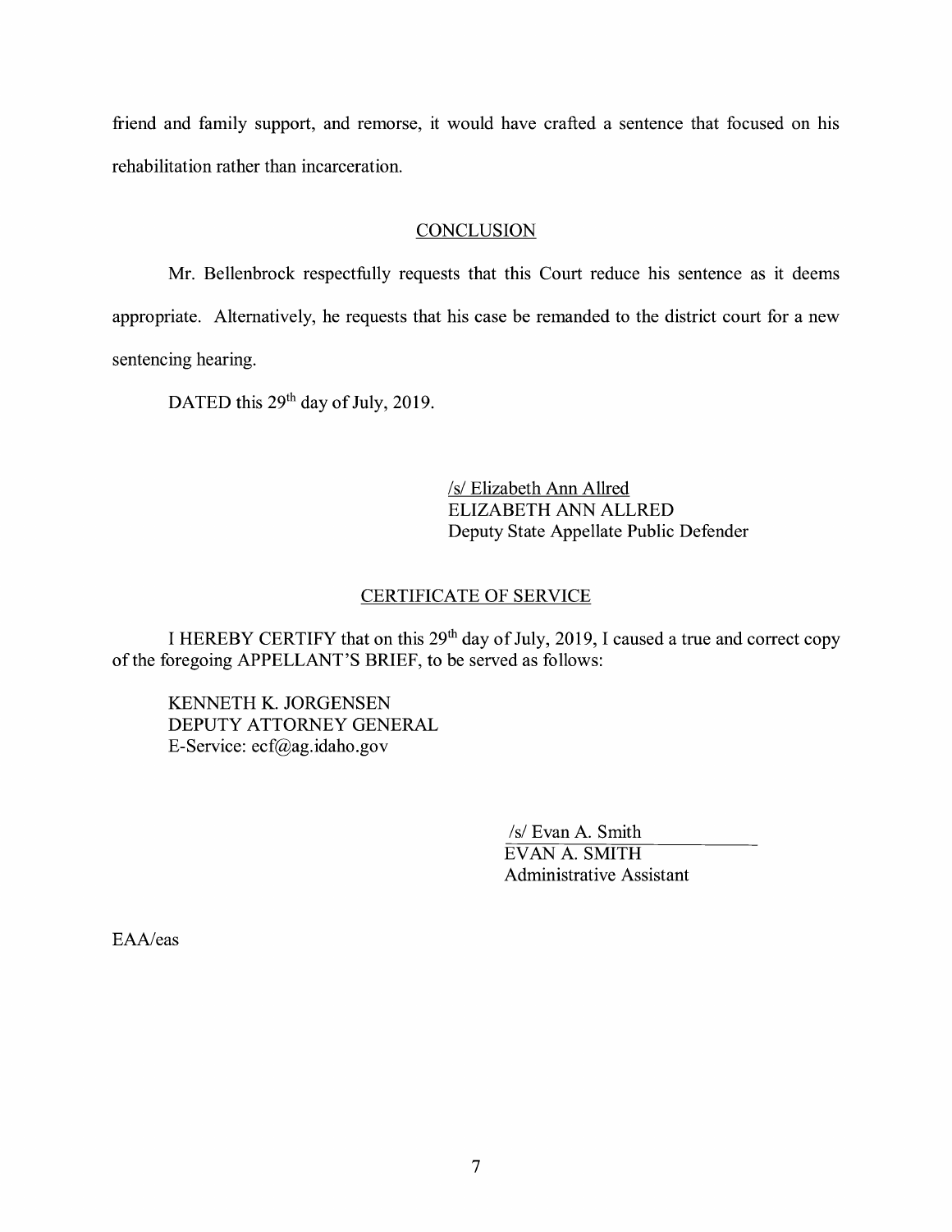friend and family support, and remorse, it would have crafted a sentence that focused on his rehabilitation rather than incarceration.

## CONCLUSION

Mr. Bellenbrock respectfully requests that this Court reduce his sentence as it deems appropriate. Alternatively, he requests that his case be remanded to the district court for a new sentencing hearing.

DATED this 29th day of July, 2019.

/s/ Elizabeth Ann Allred
ELIZABETH ANN ALLRED
Deputy State Appellate Public Defender

## CERTIFICATE OF SERVICE

I HEREBY CERTIFY that on this 29th day of July, 2019, I caused a true and correct copy of the foregoing APPELLANT'S BRIEF, to be served as follows:

KENNETH K. JORGENSEN
DEPUTY ATTORNEY GENERAL
E-Service: ecf@ag.idaho.gov

/s/ Evan A. Smith
EVAN A. SMITH
Administrative Assistant

EAA/eas